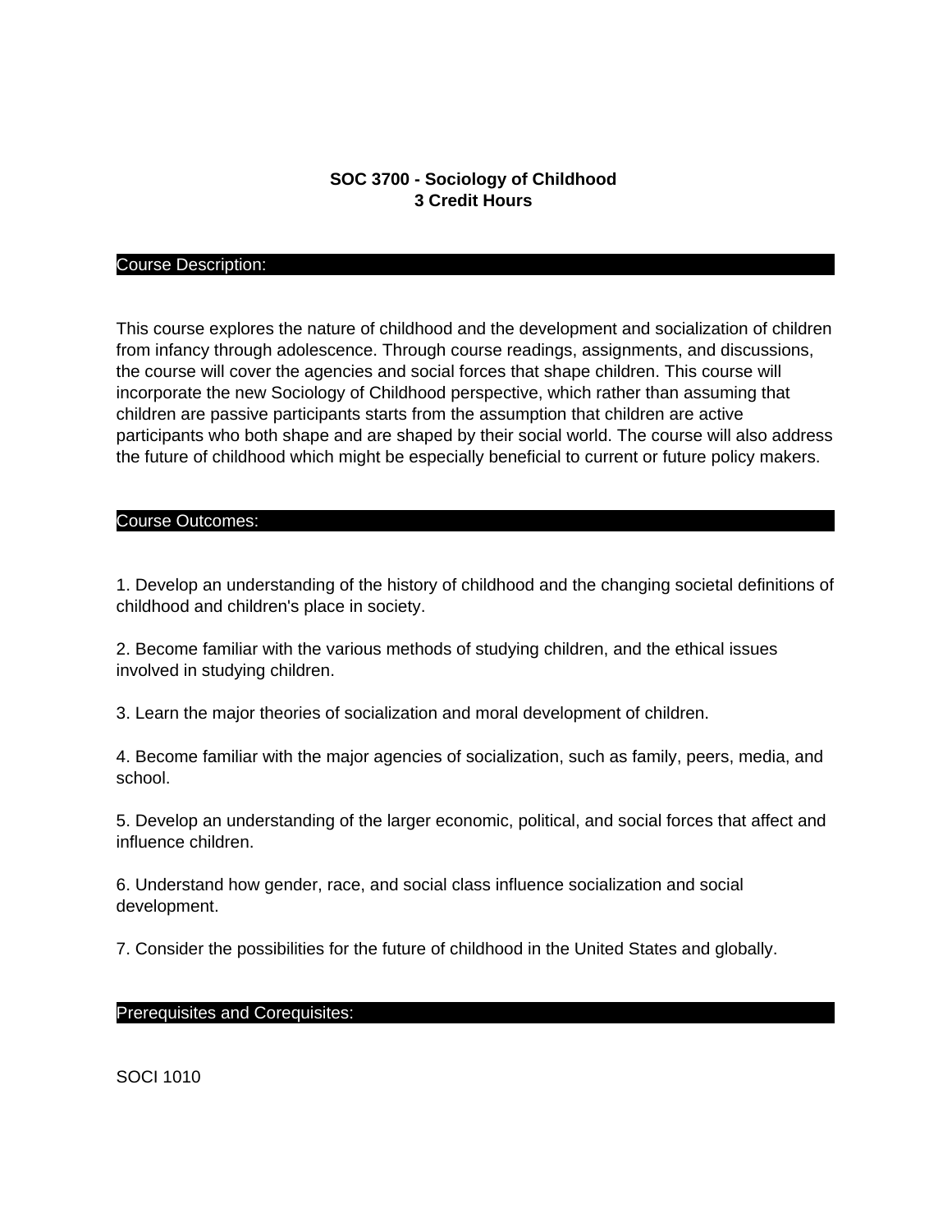# SOC 3700 - Sociology of Childhood
**3 Credit Hours**

## Course Description:

This course explores the nature of childhood and the development and socialization of children from infancy through adolescence. Through course readings, assignments, and discussions, the course will cover the agencies and social forces that shape children. This course will incorporate the new Sociology of Childhood perspective, which rather than assuming that children are passive participants starts from the assumption that children are active participants who both shape and are shaped by their social world. The course will also address the future of childhood which might be especially beneficial to current or future policy makers.

## Course Outcomes:

1. Develop an understanding of the history of childhood and the changing societal definitions of childhood and children's place in society.

2. Become familiar with the various methods of studying children, and the ethical issues involved in studying children.

3. Learn the major theories of socialization and moral development of children.

4. Become familiar with the major agencies of socialization, such as family, peers, media, and school.

5. Develop an understanding of the larger economic, political, and social forces that affect and influence children.

6. Understand how gender, race, and social class influence socialization and social development.

7. Consider the possibilities for the future of childhood in the United States and globally.

## Prerequisites and Corequisites:

SOCI 1010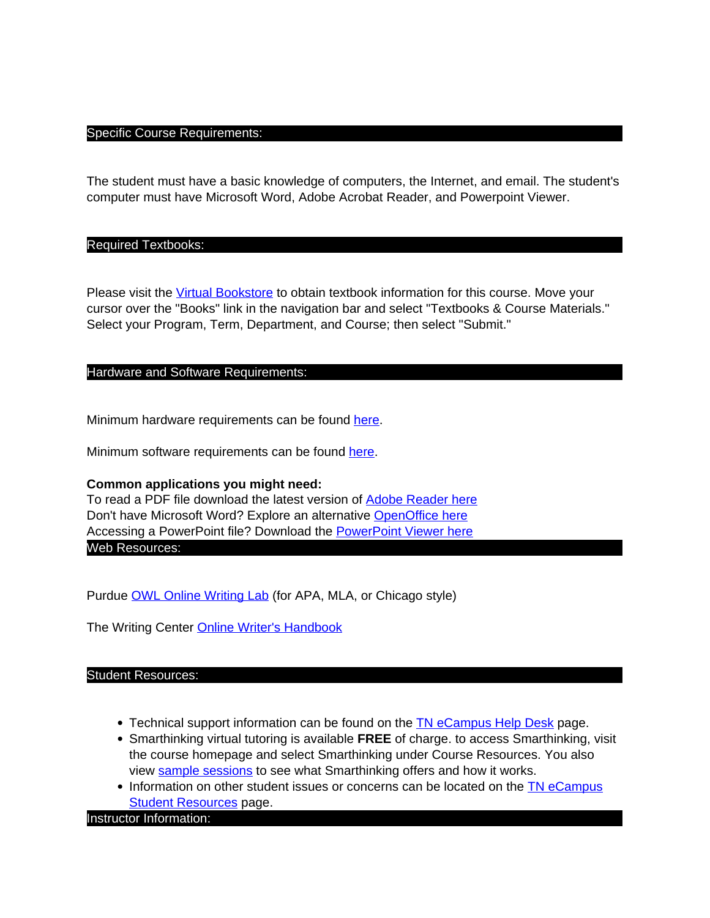## Specific Course Requirements:

The student must have a basic knowledge of computers, the Internet, and email. The student's computer must have Microsoft Word, Adobe Acrobat Reader, and Powerpoint Viewer.

## Required Textbooks:

Please visit the Virtual Bookstore to obtain textbook information for this course. Move your cursor over the "Books" link in the navigation bar and select "Textbooks & Course Materials." Select your Program, Term, Department, and Course; then select "Submit."

## Hardware and Software Requirements:

Minimum hardware requirements can be found here.

Minimum software requirements can be found here.

**Common applications you might need:**
To read a PDF file download the latest version of Adobe Reader here
Don't have Microsoft Word? Explore an alternative OpenOffice here
Accessing a PowerPoint file? Download the PowerPoint Viewer here

## Web Resources:

Purdue OWL Online Writing Lab (for APA, MLA, or Chicago style)

The Writing Center Online Writer's Handbook

## Student Resources:

- Technical support information can be found on the TN eCampus Help Desk page.
- Smarthinking virtual tutoring is available **FREE** of charge. to access Smarthinking, visit the course homepage and select Smarthinking under Course Resources. You also view sample sessions to see what Smarthinking offers and how it works.
- Information on other student issues or concerns can be located on the TN eCampus Student Resources page.

## Instructor Information: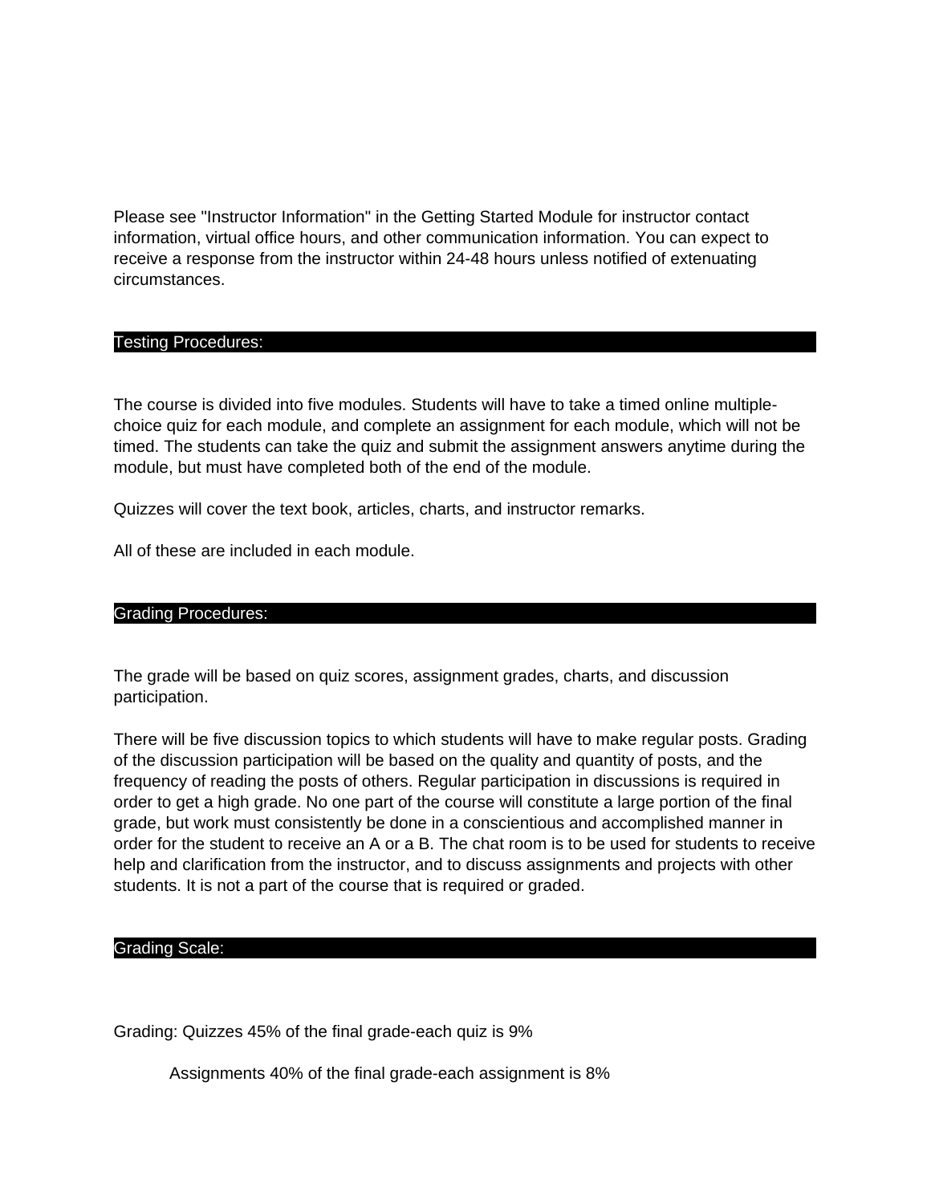Please see "Instructor Information" in the Getting Started Module for instructor contact information, virtual office hours, and other communication information. You can expect to receive a response from the instructor within 24-48 hours unless notified of extenuating circumstances.

## Testing Procedures:

The course is divided into five modules. Students will have to take a timed online multiple-choice quiz for each module, and complete an assignment for each module, which will not be timed. The students can take the quiz and submit the assignment answers anytime during the module, but must have completed both of the end of the module.

Quizzes will cover the text book, articles, charts, and instructor remarks.

All of these are included in each module.

## Grading Procedures:

The grade will be based on quiz scores, assignment grades, charts, and discussion participation.

There will be five discussion topics to which students will have to make regular posts. Grading of the discussion participation will be based on the quality and quantity of posts, and the frequency of reading the posts of others. Regular participation in discussions is required in order to get a high grade. No one part of the course will constitute a large portion of the final grade, but work must consistently be done in a conscientious and accomplished manner in order for the student to receive an A or a B. The chat room is to be used for students to receive help and clarification from the instructor, and to discuss assignments and projects with other students. It is not a part of the course that is required or graded.

## Grading Scale:

Grading: Quizzes 45% of the final grade-each quiz is 9%

Assignments 40% of the final grade-each assignment is 8%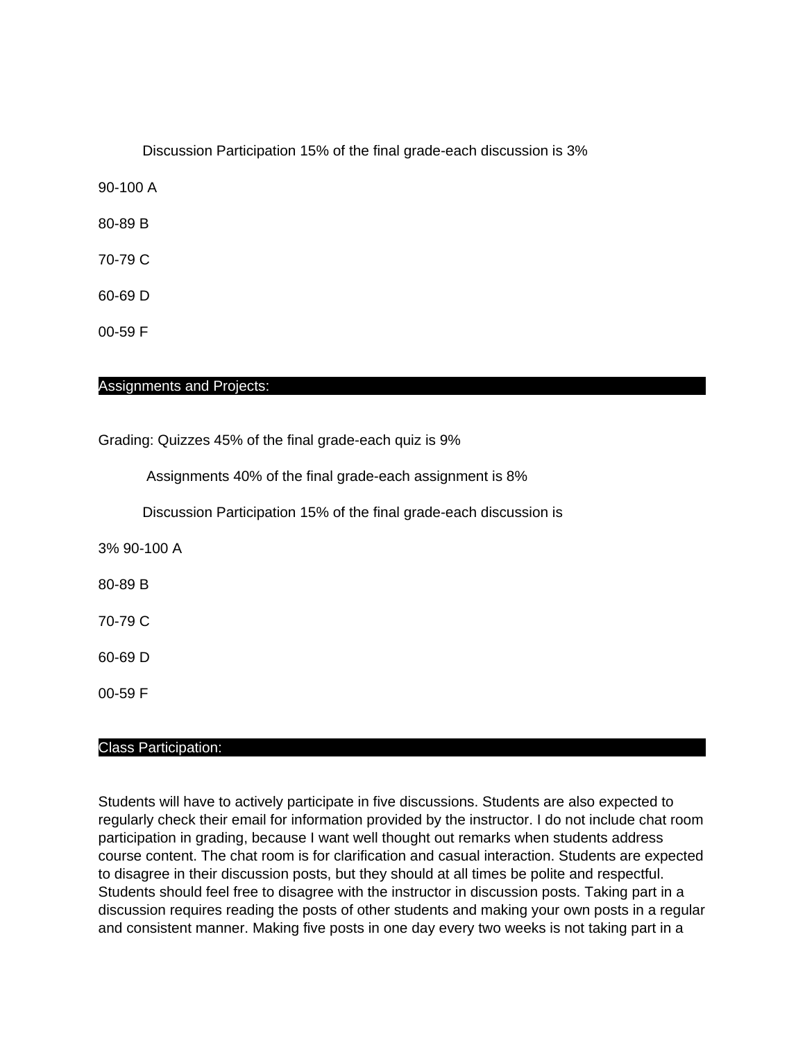Discussion Participation 15% of the final grade-each discussion is 3%

90-100 A

80-89 B

70-79 C

60-69 D

00-59 F

## Assignments and Projects:

Grading: Quizzes 45% of the final grade-each quiz is 9%

Assignments 40% of the final grade-each assignment is 8%

Discussion Participation 15% of the final grade-each discussion is

3% 90-100 A

80-89 B

70-79 C

60-69 D

00-59 F

## Class Participation:

Students will have to actively participate in five discussions. Students are also expected to regularly check their email for information provided by the instructor. I do not include chat room participation in grading, because I want well thought out remarks when students address course content. The chat room is for clarification and casual interaction. Students are expected to disagree in their discussion posts, but they should at all times be polite and respectful. Students should feel free to disagree with the instructor in discussion posts. Taking part in a discussion requires reading the posts of other students and making your own posts in a regular and consistent manner. Making five posts in one day every two weeks is not taking part in a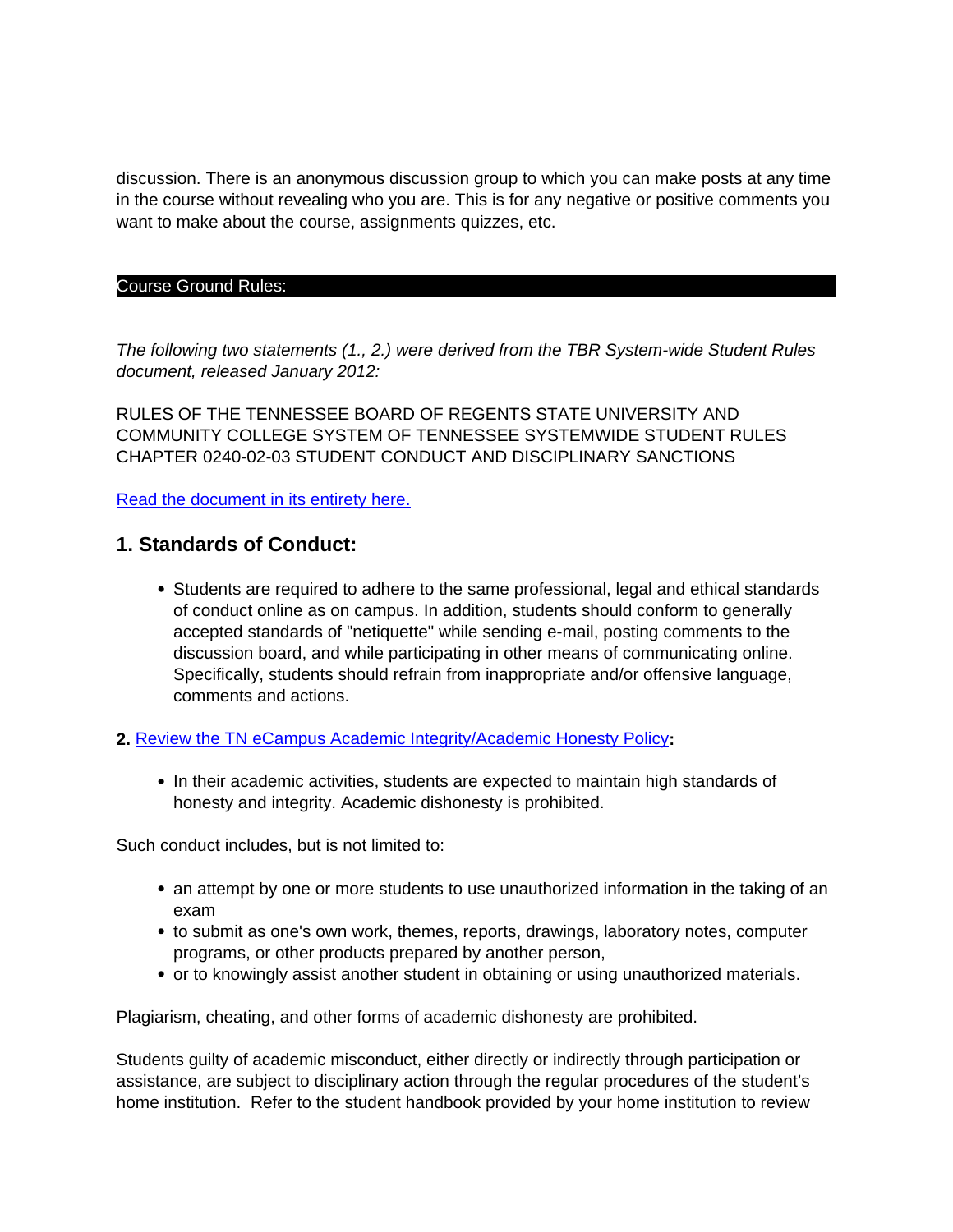discussion. There is an anonymous discussion group to which you can make posts at any time in the course without revealing who you are. This is for any negative or positive comments you want to make about the course, assignments quizzes, etc.

## Course Ground Rules:

*The following two statements (1., 2.) were derived from the TBR System-wide Student Rules document, released January 2012:*

RULES OF THE TENNESSEE BOARD OF REGENTS STATE UNIVERSITY AND COMMUNITY COLLEGE SYSTEM OF TENNESSEE SYSTEMWIDE STUDENT RULES CHAPTER 0240-02-03 STUDENT CONDUCT AND DISCIPLINARY SANCTIONS

Read the document in its entirety here.

### 1. Standards of Conduct:

- Students are required to adhere to the same professional, legal and ethical standards of conduct online as on campus. In addition, students should conform to generally accepted standards of "netiquette" while sending e-mail, posting comments to the discussion board, and while participating in other means of communicating online. Specifically, students should refrain from inappropriate and/or offensive language, comments and actions.

**2.** Review the TN eCampus Academic Integrity/Academic Honesty Policy**:**

- In their academic activities, students are expected to maintain high standards of honesty and integrity. Academic dishonesty is prohibited.

Such conduct includes, but is not limited to:

- an attempt by one or more students to use unauthorized information in the taking of an exam
- to submit as one's own work, themes, reports, drawings, laboratory notes, computer programs, or other products prepared by another person,
- or to knowingly assist another student in obtaining or using unauthorized materials.

Plagiarism, cheating, and other forms of academic dishonesty are prohibited.

Students guilty of academic misconduct, either directly or indirectly through participation or assistance, are subject to disciplinary action through the regular procedures of the student's home institution. Refer to the student handbook provided by your home institution to review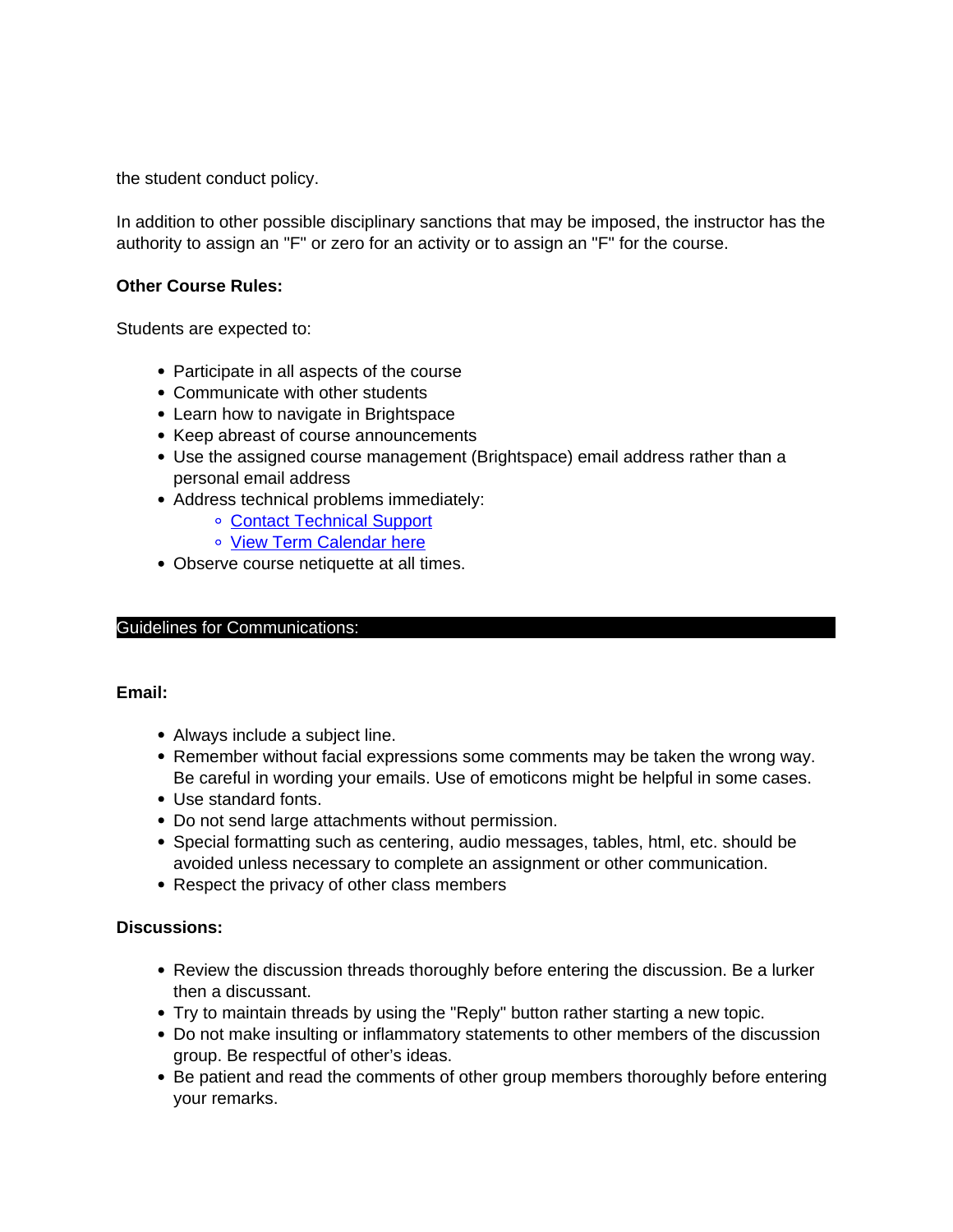the student conduct policy.

In addition to other possible disciplinary sanctions that may be imposed, the instructor has the authority to assign an "F" or zero for an activity or to assign an "F" for the course.

**Other Course Rules:**

Students are expected to:

- Participate in all aspects of the course
- Communicate with other students
- Learn how to navigate in Brightspace
- Keep abreast of course announcements
- Use the assigned course management (Brightspace) email address rather than a personal email address
- Address technical problems immediately:
  - Contact Technical Support
  - View Term Calendar here
- Observe course netiquette at all times.

## Guidelines for Communications:

**Email:**

- Always include a subject line.
- Remember without facial expressions some comments may be taken the wrong way. Be careful in wording your emails. Use of emoticons might be helpful in some cases.
- Use standard fonts.
- Do not send large attachments without permission.
- Special formatting such as centering, audio messages, tables, html, etc. should be avoided unless necessary to complete an assignment or other communication.
- Respect the privacy of other class members

**Discussions:**

- Review the discussion threads thoroughly before entering the discussion. Be a lurker then a discussant.
- Try to maintain threads by using the "Reply" button rather starting a new topic.
- Do not make insulting or inflammatory statements to other members of the discussion group. Be respectful of other's ideas.
- Be patient and read the comments of other group members thoroughly before entering your remarks.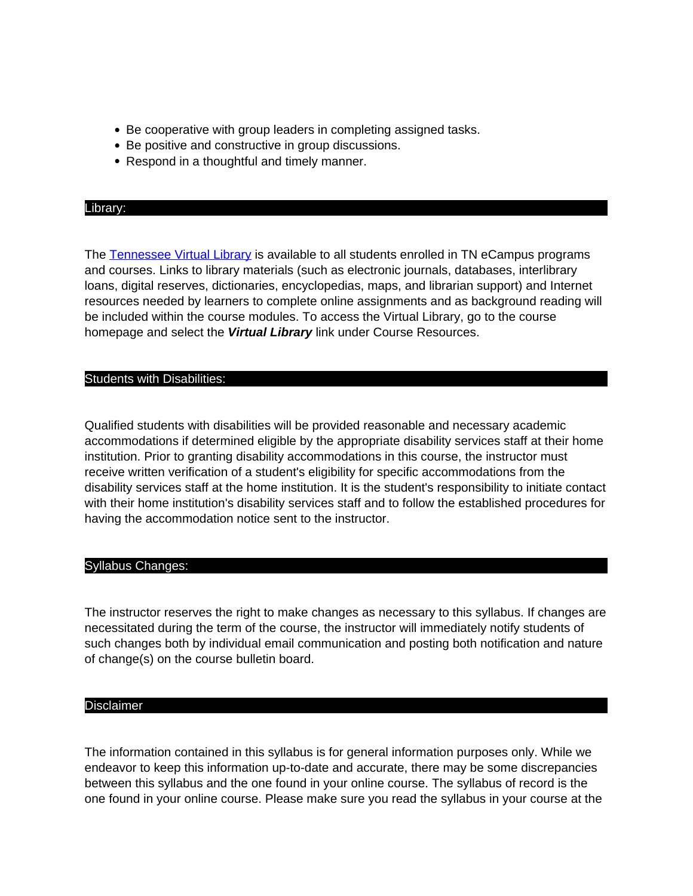- Be cooperative with group leaders in completing assigned tasks.
- Be positive and constructive in group discussions.
- Respond in a thoughtful and timely manner.

## Library:

The [Tennessee Virtual Library] is available to all students enrolled in TN eCampus programs and courses. Links to library materials (such as electronic journals, databases, interlibrary loans, digital reserves, dictionaries, encyclopedias, maps, and librarian support) and Internet resources needed by learners to complete online assignments and as background reading will be included within the course modules. To access the Virtual Library, go to the course homepage and select the ***Virtual Library*** link under Course Resources.

## Students with Disabilities:

Qualified students with disabilities will be provided reasonable and necessary academic accommodations if determined eligible by the appropriate disability services staff at their home institution. Prior to granting disability accommodations in this course, the instructor must receive written verification of a student's eligibility for specific accommodations from the disability services staff at the home institution. It is the student's responsibility to initiate contact with their home institution's disability services staff and to follow the established procedures for having the accommodation notice sent to the instructor.

## Syllabus Changes:

The instructor reserves the right to make changes as necessary to this syllabus. If changes are necessitated during the term of the course, the instructor will immediately notify students of such changes both by individual email communication and posting both notification and nature of change(s) on the course bulletin board.

## Disclaimer

The information contained in this syllabus is for general information purposes only. While we endeavor to keep this information up-to-date and accurate, there may be some discrepancies between this syllabus and the one found in your online course. The syllabus of record is the one found in your online course. Please make sure you read the syllabus in your course at the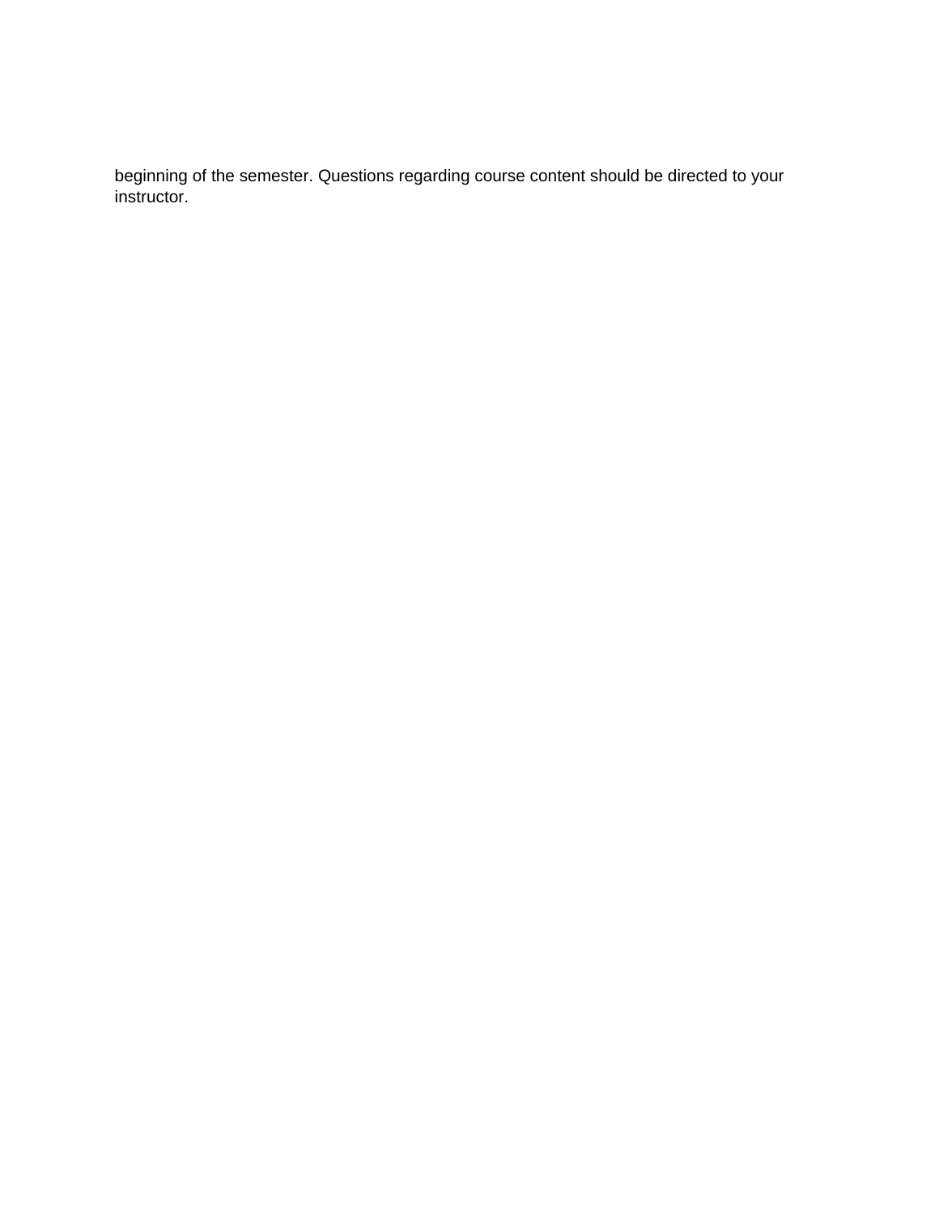beginning of the semester. Questions regarding course content should be directed to your instructor.